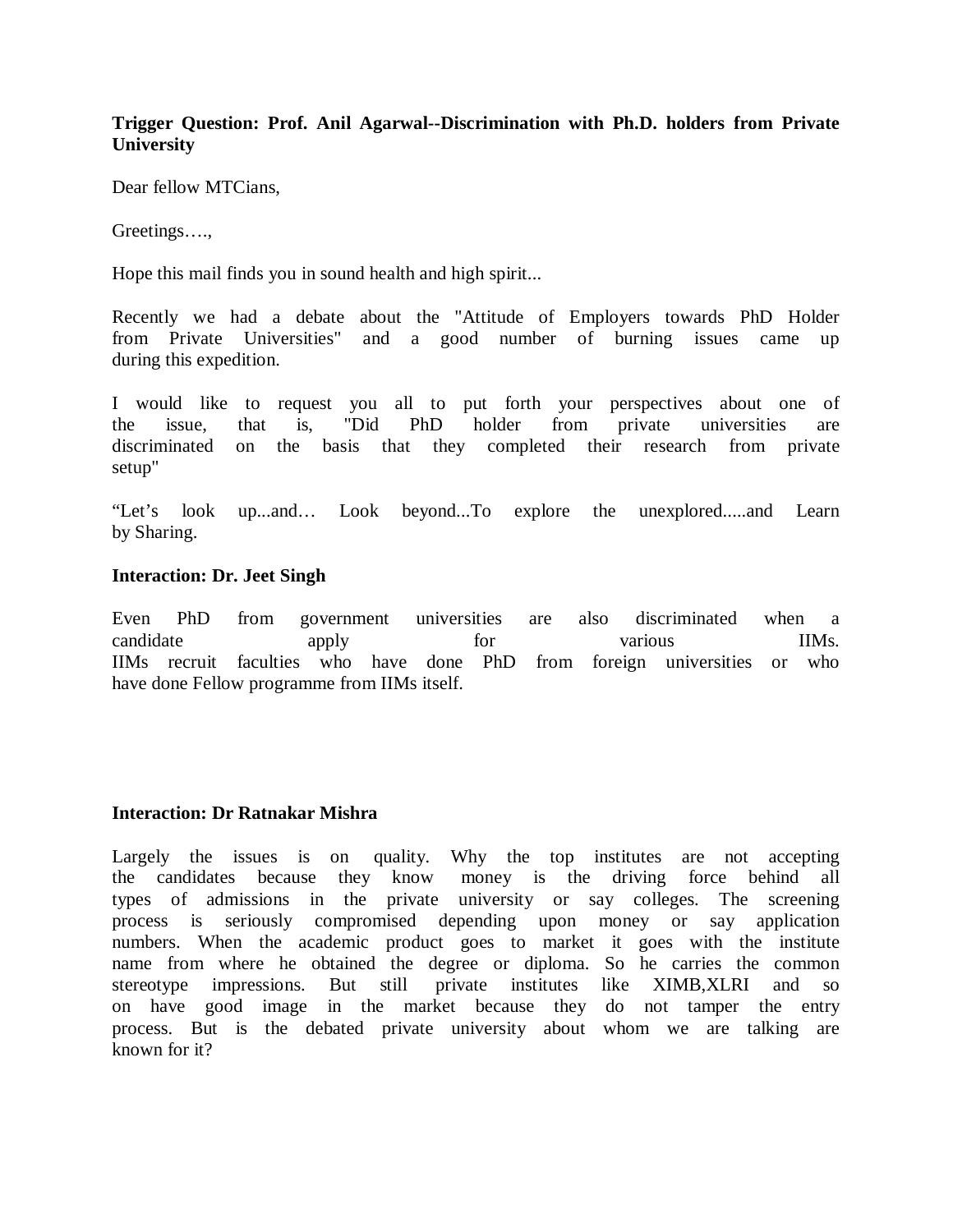**Trigger Question: Prof. Anil Agarwal--Discrimination with Ph.D. holders from Private University**

Dear fellow MTCians,

Greetings….,

Hope this mail finds you in sound health and high spirit...

Recently we had a debate about the "Attitude of Employers towards PhD Holder from Private Universities" and a good number of burning issues came up during this expedition.

I would like to request you all to put forth your perspectives about one of the issue, that is, "Did PhD holder from private universities are discriminated on the basis that they completed their research from private setup"

"Let's look up...and… Look beyond...To explore the unexplored.....and Learn by Sharing.

**Interaction: Dr. Jeet Singh**

Even PhD from government universities are also discriminated when a candidate apply for various IIMs.
IIMs recruit faculties who have done PhD from foreign universities or who have done Fellow programme from IIMs itself.

**Interaction: Dr Ratnakar Mishra**

Largely the issues is on quality. Why the top institutes are not accepting the candidates because they know money is the driving force behind all types of admissions in the private university or say colleges. The screening process is seriously compromised depending upon money or say application numbers. When the academic product goes to market it goes with the institute name from where he obtained the degree or diploma. So he carries the common stereotype impressions. But still private institutes like XIMB,XLRI and so on have good image in the market because they do not tamper the entry process. But is the debated private university about whom we are talking are known for it?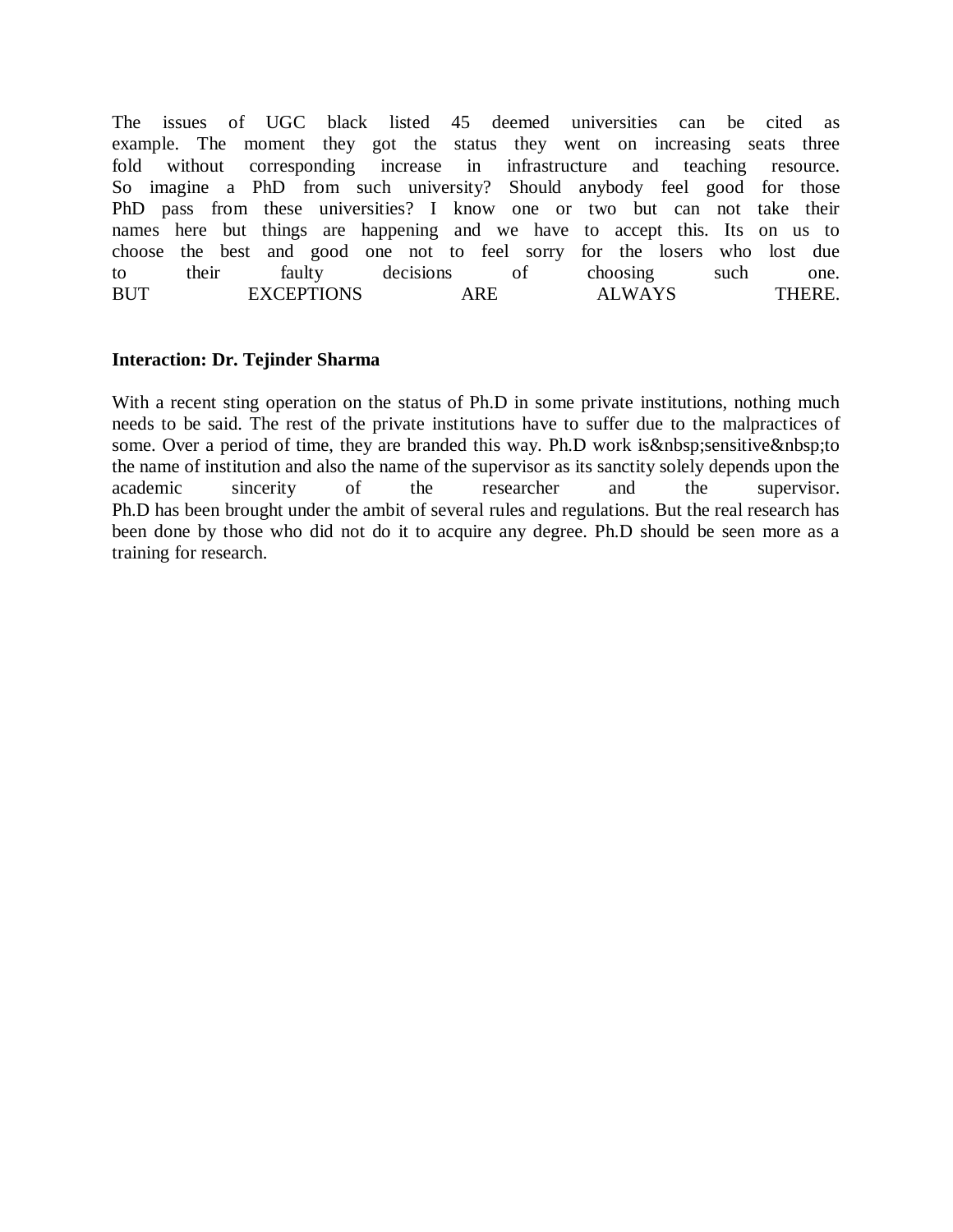The issues of UGC black listed 45 deemed universities can be cited as example. The moment they got the status they went on increasing seats three fold without corresponding increase in infrastructure and teaching resource.
So imagine a PhD from such university? Should anybody feel good for those PhD pass from these universities? I know one or two but can not take their names here but things are happening and we have to accept this. Its on us to choose the best and good one not to feel sorry for the losers who lost due to their faulty decisions of choosing such one.
BUT EXCEPTIONS ARE ALWAYS THERE.

**Interaction: Dr. Tejinder Sharma**

With a recent sting operation on the status of Ph.D in some private institutions, nothing much needs to be said. The rest of the private institutions have to suffer due to the malpractices of some. Over a period of time, they are branded this way. Ph.D work is&nbsp;sensitive&nbsp;to the name of institution and also the name of the supervisor as its sanctity solely depends upon the academic sincerity of the researcher and the supervisor.
Ph.D has been brought under the ambit of several rules and regulations. But the real research has been done by those who did not do it to acquire any degree. Ph.D should be seen more as a training for research.